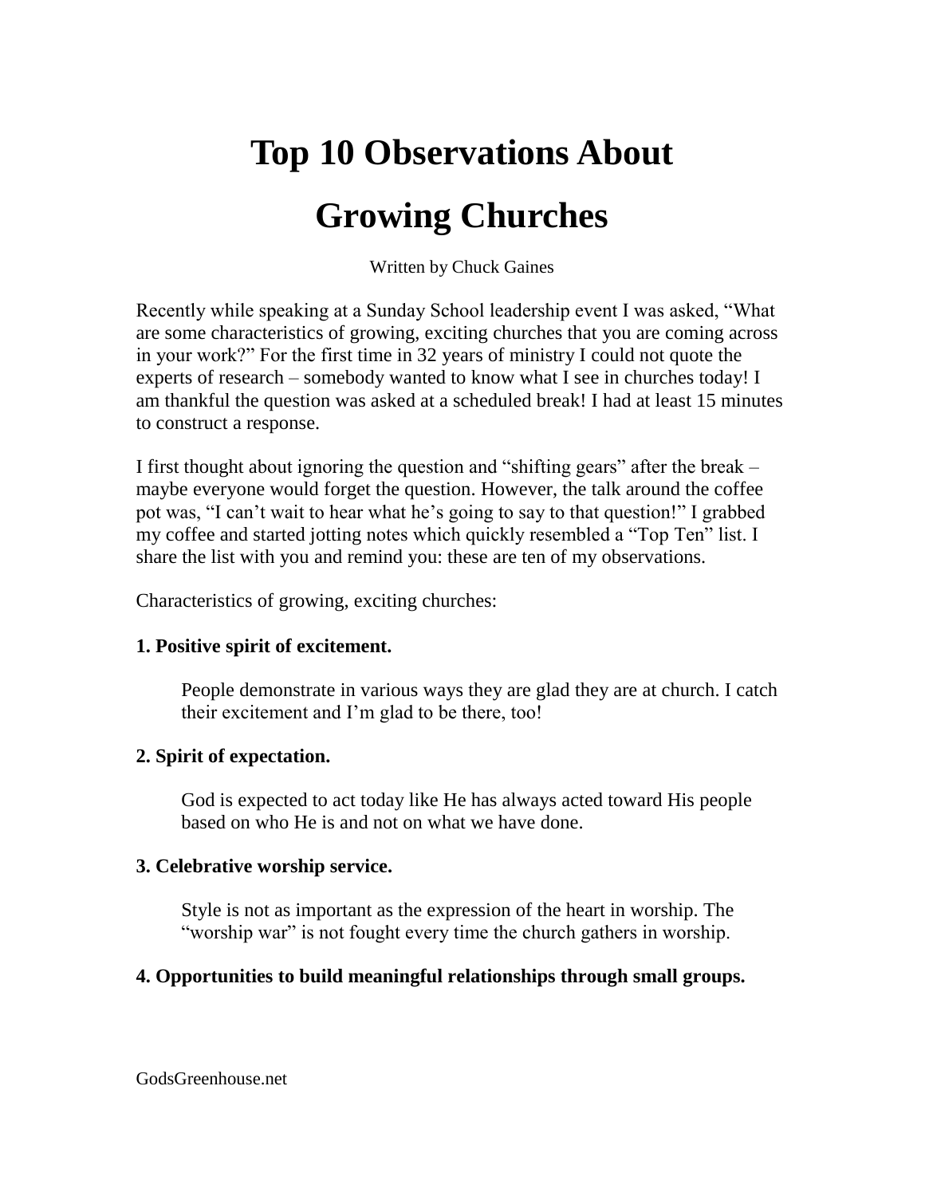# Top 10 Observations About Growing Churches

Written by Chuck Gaines

Recently while speaking at a Sunday School leadership event I was asked, "What are some characteristics of growing, exciting churches that you are coming across in your work?" For the first time in 32 years of ministry I could not quote the experts of research – somebody wanted to know what I see in churches today! I am thankful the question was asked at a scheduled break! I had at least 15 minutes to construct a response.

I first thought about ignoring the question and "shifting gears" after the break – maybe everyone would forget the question. However, the talk around the coffee pot was, "I can't wait to hear what he's going to say to that question!" I grabbed my coffee and started jotting notes which quickly resembled a "Top Ten" list. I share the list with you and remind you: these are ten of my observations.

Characteristics of growing, exciting churches:

**1. Positive spirit of excitement.**

> People demonstrate in various ways they are glad they are at church. I catch their excitement and I'm glad to be there, too!

**2. Spirit of expectation.**

> God is expected to act today like He has always acted toward His people based on who He is and not on what we have done.

**3. Celebrative worship service.**

> Style is not as important as the expression of the heart in worship. The "worship war" is not fought every time the church gathers in worship.

**4. Opportunities to build meaningful relationships through small groups.**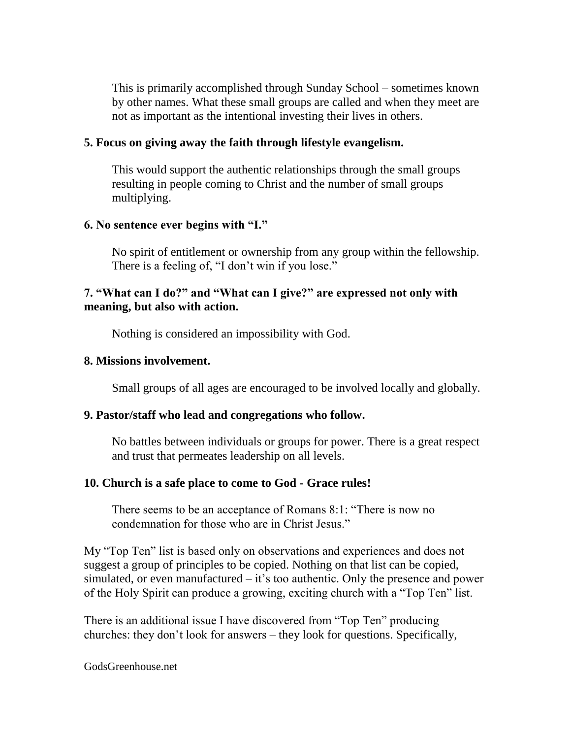This is primarily accomplished through Sunday School – sometimes known by other names. What these small groups are called and when they meet are not as important as the intentional investing their lives in others.

**5. Focus on giving away the faith through lifestyle evangelism.**

This would support the authentic relationships through the small groups resulting in people coming to Christ and the number of small groups multiplying.

**6. No sentence ever begins with "I."**

No spirit of entitlement or ownership from any group within the fellowship. There is a feeling of, "I don't win if you lose."

**7. "What can I do?" and "What can I give?" are expressed not only with meaning, but also with action.**

Nothing is considered an impossibility with God.

**8. Missions involvement.**

Small groups of all ages are encouraged to be involved locally and globally.

**9. Pastor/staff who lead and congregations who follow.**

No battles between individuals or groups for power. There is a great respect and trust that permeates leadership on all levels.

**10. Church is a safe place to come to God - Grace rules!**

There seems to be an acceptance of Romans 8:1: "There is now no condemnation for those who are in Christ Jesus."

My "Top Ten" list is based only on observations and experiences and does not suggest a group of principles to be copied. Nothing on that list can be copied, simulated, or even manufactured – it's too authentic. Only the presence and power of the Holy Spirit can produce a growing, exciting church with a "Top Ten" list.

There is an additional issue I have discovered from "Top Ten" producing churches: they don't look for answers – they look for questions. Specifically,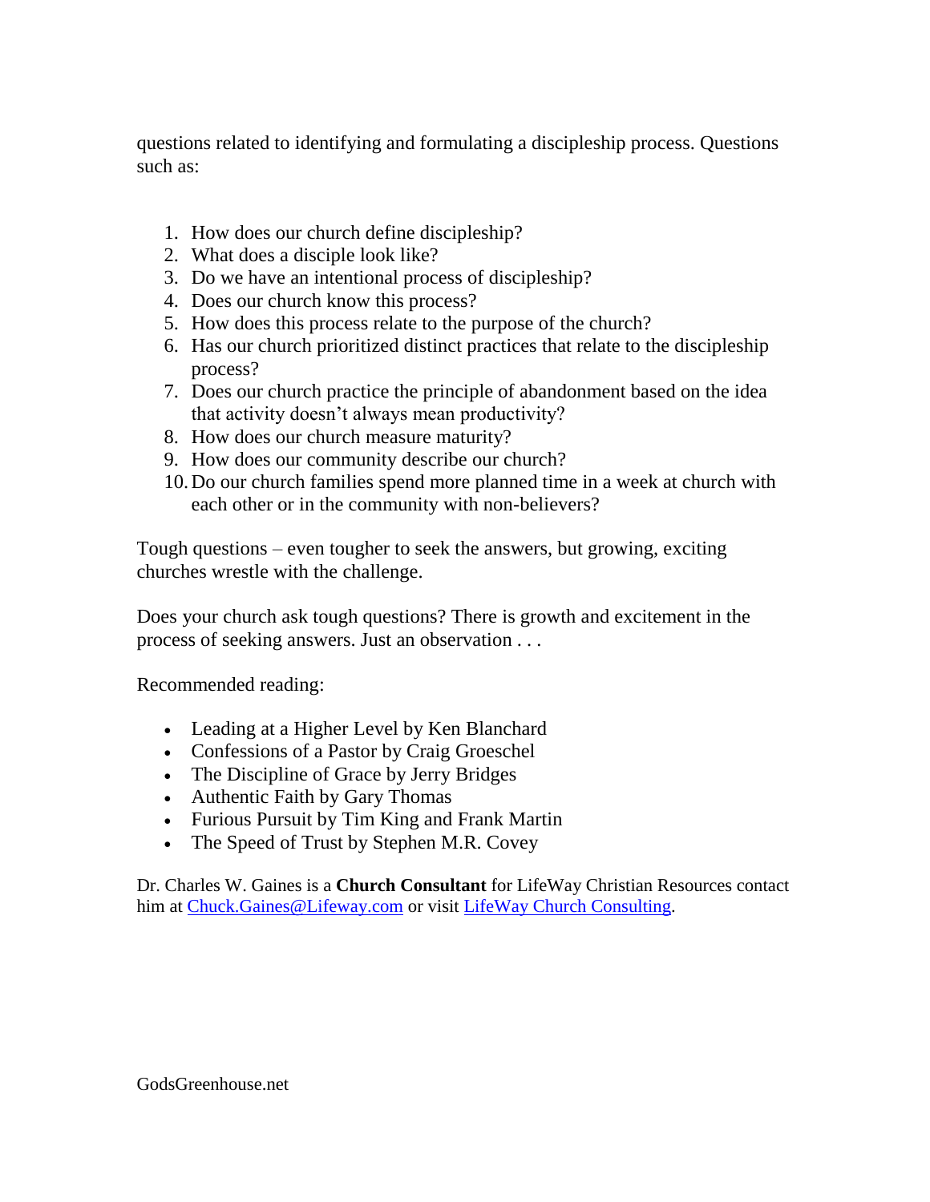questions related to identifying and formulating a discipleship process. Questions such as:

1. How does our church define discipleship?
2. What does a disciple look like?
3. Do we have an intentional process of discipleship?
4. Does our church know this process?
5. How does this process relate to the purpose of the church?
6. Has our church prioritized distinct practices that relate to the discipleship process?
7. Does our church practice the principle of abandonment based on the idea that activity doesn't always mean productivity?
8. How does our church measure maturity?
9. How does our community describe our church?
10. Do our church families spend more planned time in a week at church with each other or in the community with non-believers?

Tough questions – even tougher to seek the answers, but growing, exciting churches wrestle with the challenge.

Does your church ask tough questions? There is growth and excitement in the process of seeking answers. Just an observation . . .

Recommended reading:

- Leading at a Higher Level by Ken Blanchard
- Confessions of a Pastor by Craig Groeschel
- The Discipline of Grace by Jerry Bridges
- Authentic Faith by Gary Thomas
- Furious Pursuit by Tim King and Frank Martin
- The Speed of Trust by Stephen M.R. Covey

Dr. Charles W. Gaines is a **Church Consultant** for LifeWay Christian Resources contact him at Chuck.Gaines@Lifeway.com or visit LifeWay Church Consulting.

GodsGreenhouse.net